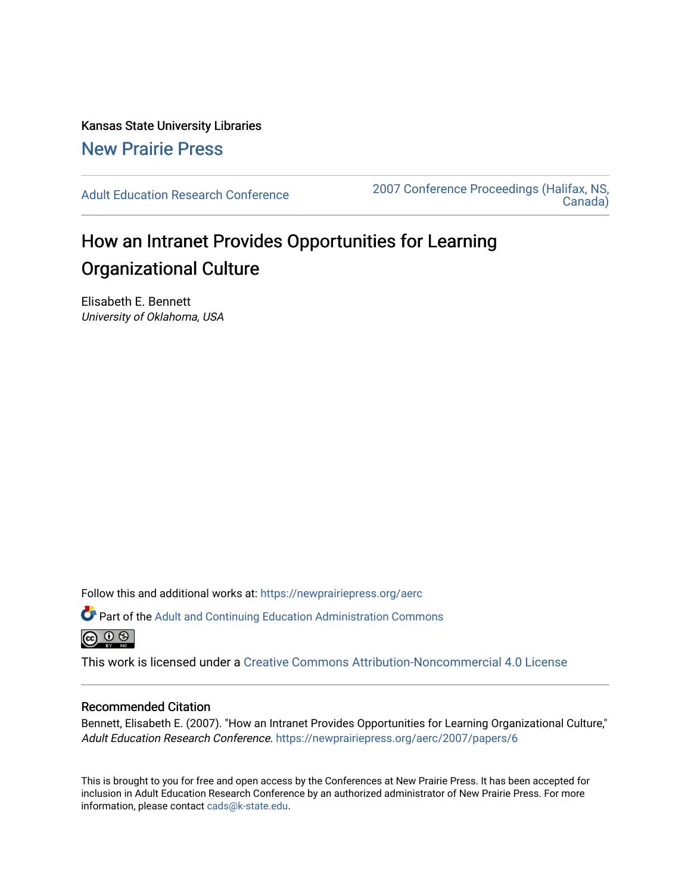Kansas State University Libraries

New Prairie Press

Adult Education Research Conference

2007 Conference Proceedings (Halifax, NS, Canada)

# How an Intranet Provides Opportunities for Learning Organizational Culture

Elisabeth E. Bennett

*University of Oklahoma, USA*

Follow this and additional works at: https://newprairiepress.org/aerc

Part of the Adult and Continuing Education Administration Commons

This work is licensed under a Creative Commons Attribution-Noncommercial 4.0 License

## Recommended Citation

Bennett, Elisabeth E. (2007). "How an Intranet Provides Opportunities for Learning Organizational Culture," *Adult Education Research Conference*. https://newprairiepress.org/aerc/2007/papers/6

This is brought to you for free and open access by the Conferences at New Prairie Press. It has been accepted for inclusion in Adult Education Research Conference by an authorized administrator of New Prairie Press. For more information, please contact cads@k-state.edu.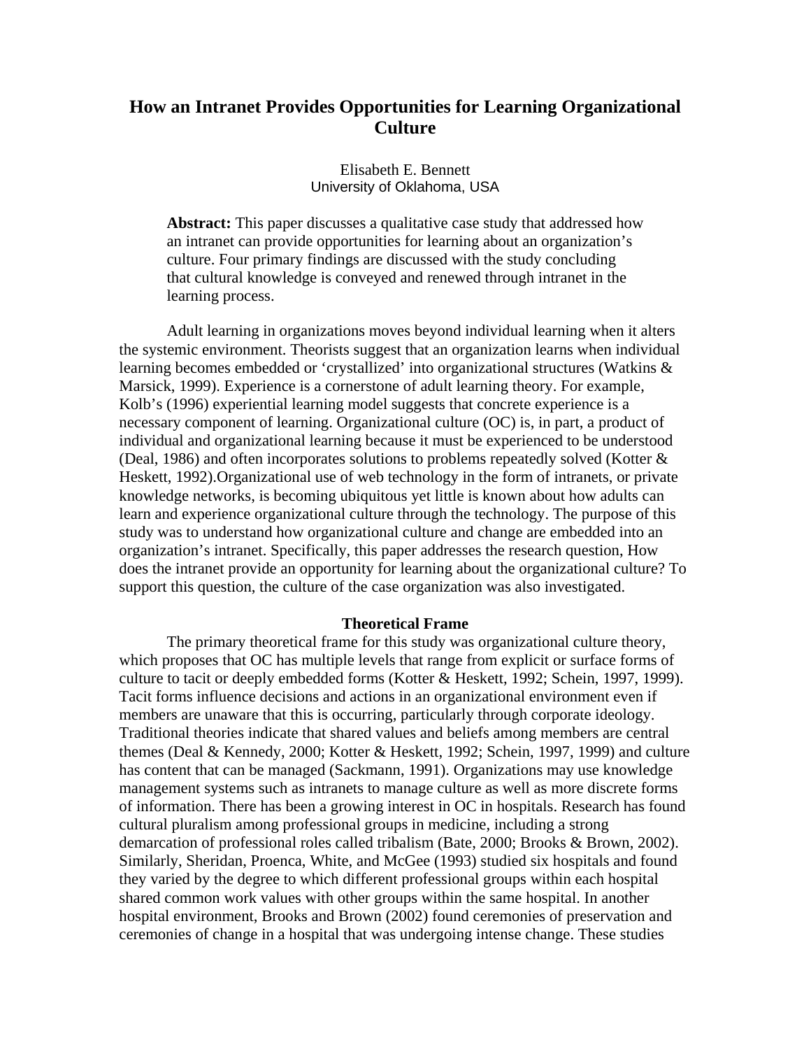# How an Intranet Provides Opportunities for Learning Organizational Culture

Elisabeth E. Bennett
University of Oklahoma, USA

**Abstract:** This paper discusses a qualitative case study that addressed how an intranet can provide opportunities for learning about an organization's culture. Four primary findings are discussed with the study concluding that cultural knowledge is conveyed and renewed through intranet in the learning process.

Adult learning in organizations moves beyond individual learning when it alters the systemic environment. Theorists suggest that an organization learns when individual learning becomes embedded or 'crystallized' into organizational structures (Watkins & Marsick, 1999). Experience is a cornerstone of adult learning theory. For example, Kolb's (1996) experiential learning model suggests that concrete experience is a necessary component of learning. Organizational culture (OC) is, in part, a product of individual and organizational learning because it must be experienced to be understood (Deal, 1986) and often incorporates solutions to problems repeatedly solved (Kotter & Heskett, 1992).Organizational use of web technology in the form of intranets, or private knowledge networks, is becoming ubiquitous yet little is known about how adults can learn and experience organizational culture through the technology. The purpose of this study was to understand how organizational culture and change are embedded into an organization's intranet. Specifically, this paper addresses the research question, How does the intranet provide an opportunity for learning about the organizational culture? To support this question, the culture of the case organization was also investigated.

## Theoretical Frame

The primary theoretical frame for this study was organizational culture theory, which proposes that OC has multiple levels that range from explicit or surface forms of culture to tacit or deeply embedded forms (Kotter & Heskett, 1992; Schein, 1997, 1999). Tacit forms influence decisions and actions in an organizational environment even if members are unaware that this is occurring, particularly through corporate ideology. Traditional theories indicate that shared values and beliefs among members are central themes (Deal & Kennedy, 2000; Kotter & Heskett, 1992; Schein, 1997, 1999) and culture has content that can be managed (Sackmann, 1991). Organizations may use knowledge management systems such as intranets to manage culture as well as more discrete forms of information. There has been a growing interest in OC in hospitals. Research has found cultural pluralism among professional groups in medicine, including a strong demarcation of professional roles called tribalism (Bate, 2000; Brooks & Brown, 2002). Similarly, Sheridan, Proenca, White, and McGee (1993) studied six hospitals and found they varied by the degree to which different professional groups within each hospital shared common work values with other groups within the same hospital. In another hospital environment, Brooks and Brown (2002) found ceremonies of preservation and ceremonies of change in a hospital that was undergoing intense change. These studies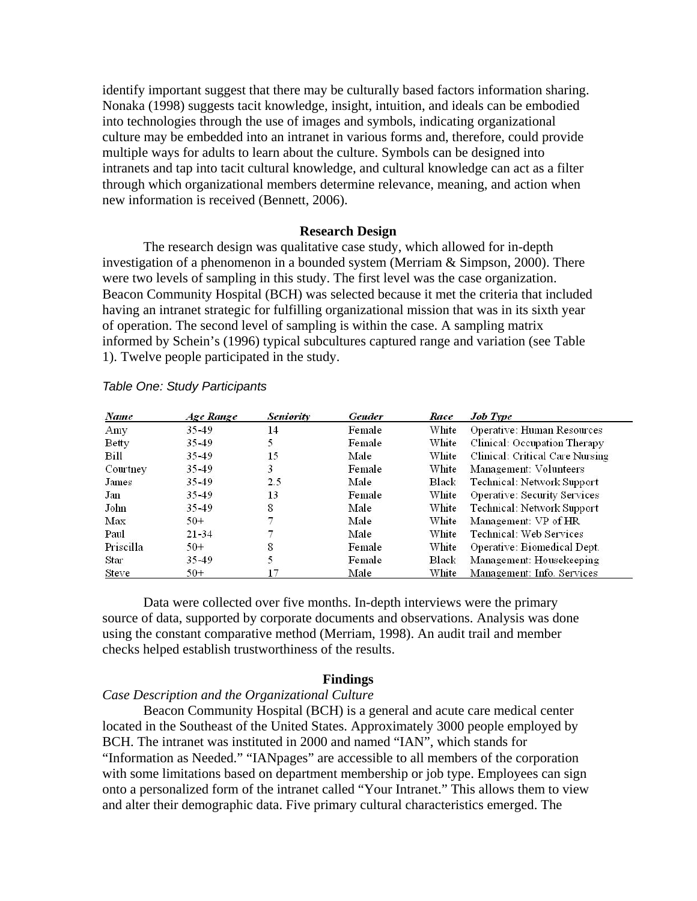identify important suggest that there may be culturally based factors information sharing. Nonaka (1998) suggests tacit knowledge, insight, intuition, and ideals can be embodied into technologies through the use of images and symbols, indicating organizational culture may be embedded into an intranet in various forms and, therefore, could provide multiple ways for adults to learn about the culture. Symbols can be designed into intranets and tap into tacit cultural knowledge, and cultural knowledge can act as a filter through which organizational members determine relevance, meaning, and action when new information is received (Bennett, 2006).

## Research Design

The research design was qualitative case study, which allowed for in-depth investigation of a phenomenon in a bounded system (Merriam & Simpson, 2000). There were two levels of sampling in this study. The first level was the case organization. Beacon Community Hospital (BCH) was selected because it met the criteria that included having an intranet strategic for fulfilling organizational mission that was in its sixth year of operation. The second level of sampling is within the case. A sampling matrix informed by Schein's (1996) typical subcultures captured range and variation (see Table 1). Twelve people participated in the study.

*Table One: Study Participants*

| *Name* | *Age Range* | *Seniority* | *Gender* | *Race* | *Job Type* |
|---|---|---|---|---|---|
| Amy | 35-49 | 14 | Female | White | Operative: Human Resources |
| Betty | 35-49 | 5 | Female | White | Clinical: Occupation Therapy |
| Bill | 35-49 | 15 | Male | White | Clinical: Critical Care Nursing |
| Courtney | 35-49 | 3 | Female | White | Management: Volunteers |
| James | 35-49 | 2.5 | Male | Black | Technical: Network Support |
| Jan | 35-49 | 13 | Female | White | Operative: Security Services |
| John | 35-49 | 8 | Male | White | Technical: Network Support |
| Max | 50+ | 7 | Male | White | Management: VP of HR |
| Paul | 21-34 | 7 | Male | White | Technical: Web Services |
| Priscilla | 50+ | 8 | Female | White | Operative: Biomedical Dept. |
| Star | 35-49 | 5 | Female | Black | Management: Housekeeping |
| Steve | 50+ | 17 | Male | White | Management: Info. Services |

Data were collected over five months. In-depth interviews were the primary source of data, supported by corporate documents and observations. Analysis was done using the constant comparative method (Merriam, 1998). An audit trail and member checks helped establish trustworthiness of the results.

## Findings

### *Case Description and the Organizational Culture*

Beacon Community Hospital (BCH) is a general and acute care medical center located in the Southeast of the United States. Approximately 3000 people employed by BCH. The intranet was instituted in 2000 and named "IAN", which stands for "Information as Needed." "IANpages" are accessible to all members of the corporation with some limitations based on department membership or job type. Employees can sign onto a personalized form of the intranet called "Your Intranet." This allows them to view and alter their demographic data. Five primary cultural characteristics emerged. The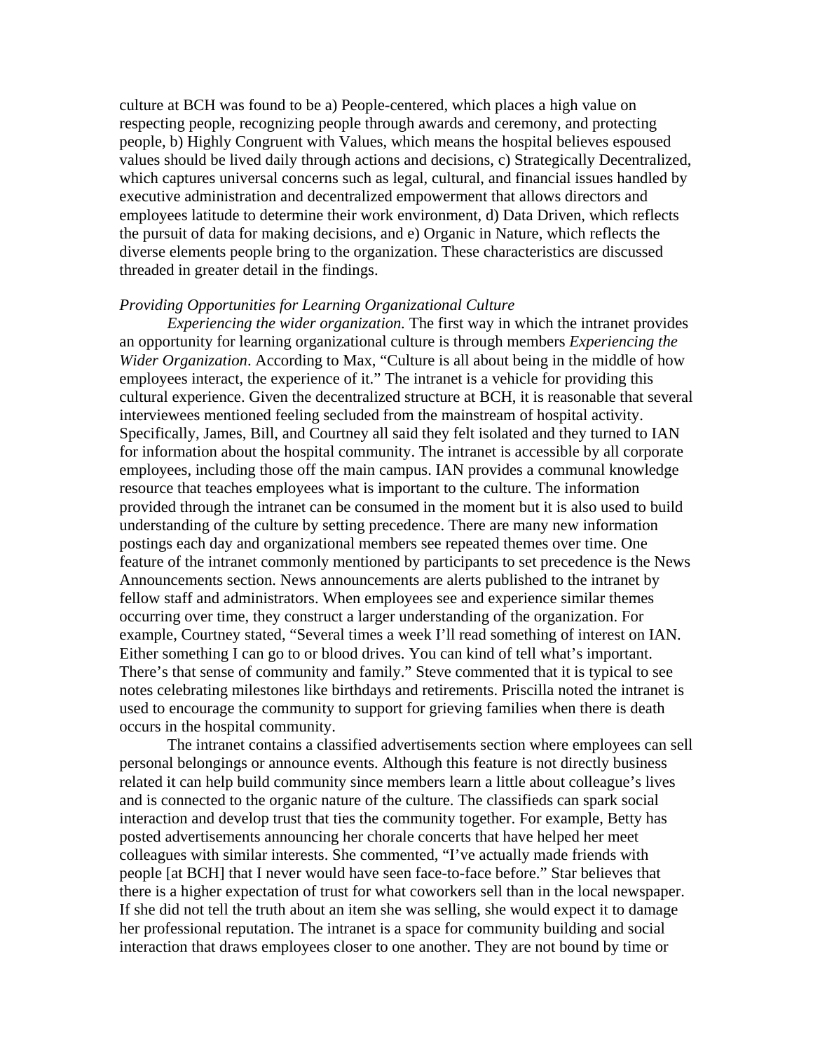culture at BCH was found to be a) People-centered, which places a high value on respecting people, recognizing people through awards and ceremony, and protecting people, b) Highly Congruent with Values, which means the hospital believes espoused values should be lived daily through actions and decisions, c) Strategically Decentralized, which captures universal concerns such as legal, cultural, and financial issues handled by executive administration and decentralized empowerment that allows directors and employees latitude to determine their work environment, d) Data Driven, which reflects the pursuit of data for making decisions, and e) Organic in Nature, which reflects the diverse elements people bring to the organization. These characteristics are discussed threaded in greater detail in the findings.

*Providing Opportunities for Learning Organizational Culture*

*Experiencing the wider organization.* The first way in which the intranet provides an opportunity for learning organizational culture is through members *Experiencing the Wider Organization*. According to Max, "Culture is all about being in the middle of how employees interact, the experience of it." The intranet is a vehicle for providing this cultural experience. Given the decentralized structure at BCH, it is reasonable that several interviewees mentioned feeling secluded from the mainstream of hospital activity. Specifically, James, Bill, and Courtney all said they felt isolated and they turned to IAN for information about the hospital community. The intranet is accessible by all corporate employees, including those off the main campus. IAN provides a communal knowledge resource that teaches employees what is important to the culture. The information provided through the intranet can be consumed in the moment but it is also used to build understanding of the culture by setting precedence. There are many new information postings each day and organizational members see repeated themes over time. One feature of the intranet commonly mentioned by participants to set precedence is the News Announcements section. News announcements are alerts published to the intranet by fellow staff and administrators. When employees see and experience similar themes occurring over time, they construct a larger understanding of the organization. For example, Courtney stated, "Several times a week I'll read something of interest on IAN. Either something I can go to or blood drives. You can kind of tell what's important. There's that sense of community and family." Steve commented that it is typical to see notes celebrating milestones like birthdays and retirements. Priscilla noted the intranet is used to encourage the community to support for grieving families when there is death occurs in the hospital community.

The intranet contains a classified advertisements section where employees can sell personal belongings or announce events. Although this feature is not directly business related it can help build community since members learn a little about colleague's lives and is connected to the organic nature of the culture. The classifieds can spark social interaction and develop trust that ties the community together. For example, Betty has posted advertisements announcing her chorale concerts that have helped her meet colleagues with similar interests. She commented, "I've actually made friends with people [at BCH] that I never would have seen face-to-face before." Star believes that there is a higher expectation of trust for what coworkers sell than in the local newspaper. If she did not tell the truth about an item she was selling, she would expect it to damage her professional reputation. The intranet is a space for community building and social interaction that draws employees closer to one another. They are not bound by time or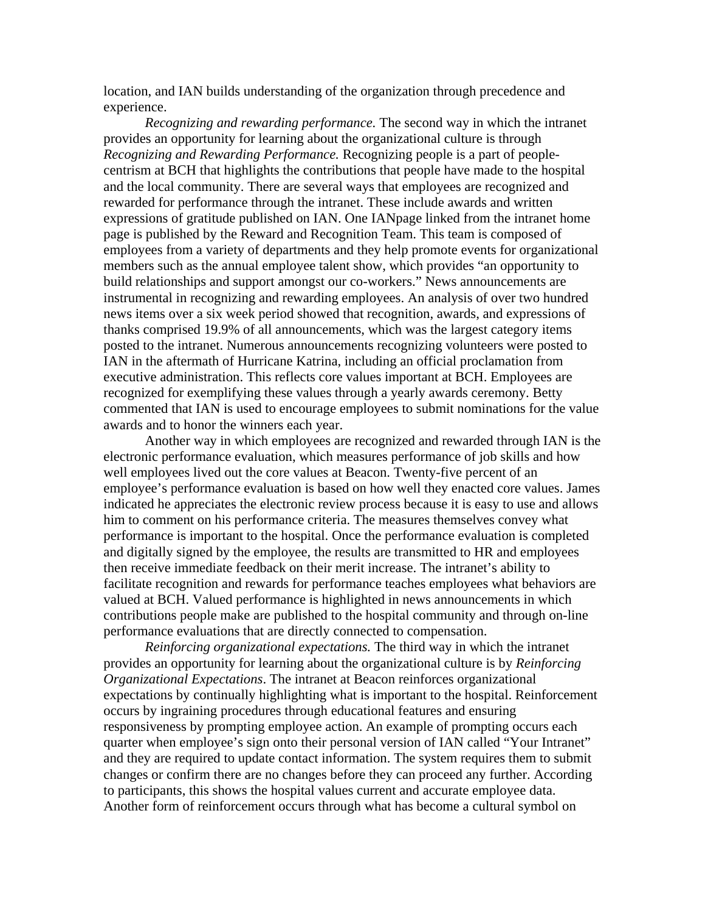location, and IAN builds understanding of the organization through precedence and experience.

*Recognizing and rewarding performance.* The second way in which the intranet provides an opportunity for learning about the organizational culture is through *Recognizing and Rewarding Performance.* Recognizing people is a part of people-centrism at BCH that highlights the contributions that people have made to the hospital and the local community. There are several ways that employees are recognized and rewarded for performance through the intranet. These include awards and written expressions of gratitude published on IAN. One IANpage linked from the intranet home page is published by the Reward and Recognition Team. This team is composed of employees from a variety of departments and they help promote events for organizational members such as the annual employee talent show, which provides "an opportunity to build relationships and support amongst our co-workers." News announcements are instrumental in recognizing and rewarding employees. An analysis of over two hundred news items over a six week period showed that recognition, awards, and expressions of thanks comprised 19.9% of all announcements, which was the largest category items posted to the intranet. Numerous announcements recognizing volunteers were posted to IAN in the aftermath of Hurricane Katrina, including an official proclamation from executive administration. This reflects core values important at BCH. Employees are recognized for exemplifying these values through a yearly awards ceremony. Betty commented that IAN is used to encourage employees to submit nominations for the value awards and to honor the winners each year.

Another way in which employees are recognized and rewarded through IAN is the electronic performance evaluation, which measures performance of job skills and how well employees lived out the core values at Beacon. Twenty-five percent of an employee's performance evaluation is based on how well they enacted core values. James indicated he appreciates the electronic review process because it is easy to use and allows him to comment on his performance criteria. The measures themselves convey what performance is important to the hospital. Once the performance evaluation is completed and digitally signed by the employee, the results are transmitted to HR and employees then receive immediate feedback on their merit increase. The intranet's ability to facilitate recognition and rewards for performance teaches employees what behaviors are valued at BCH. Valued performance is highlighted in news announcements in which contributions people make are published to the hospital community and through on-line performance evaluations that are directly connected to compensation.

*Reinforcing organizational expectations.* The third way in which the intranet provides an opportunity for learning about the organizational culture is by *Reinforcing Organizational Expectations*. The intranet at Beacon reinforces organizational expectations by continually highlighting what is important to the hospital. Reinforcement occurs by ingraining procedures through educational features and ensuring responsiveness by prompting employee action. An example of prompting occurs each quarter when employee's sign onto their personal version of IAN called "Your Intranet" and they are required to update contact information. The system requires them to submit changes or confirm there are no changes before they can proceed any further. According to participants, this shows the hospital values current and accurate employee data. Another form of reinforcement occurs through what has become a cultural symbol on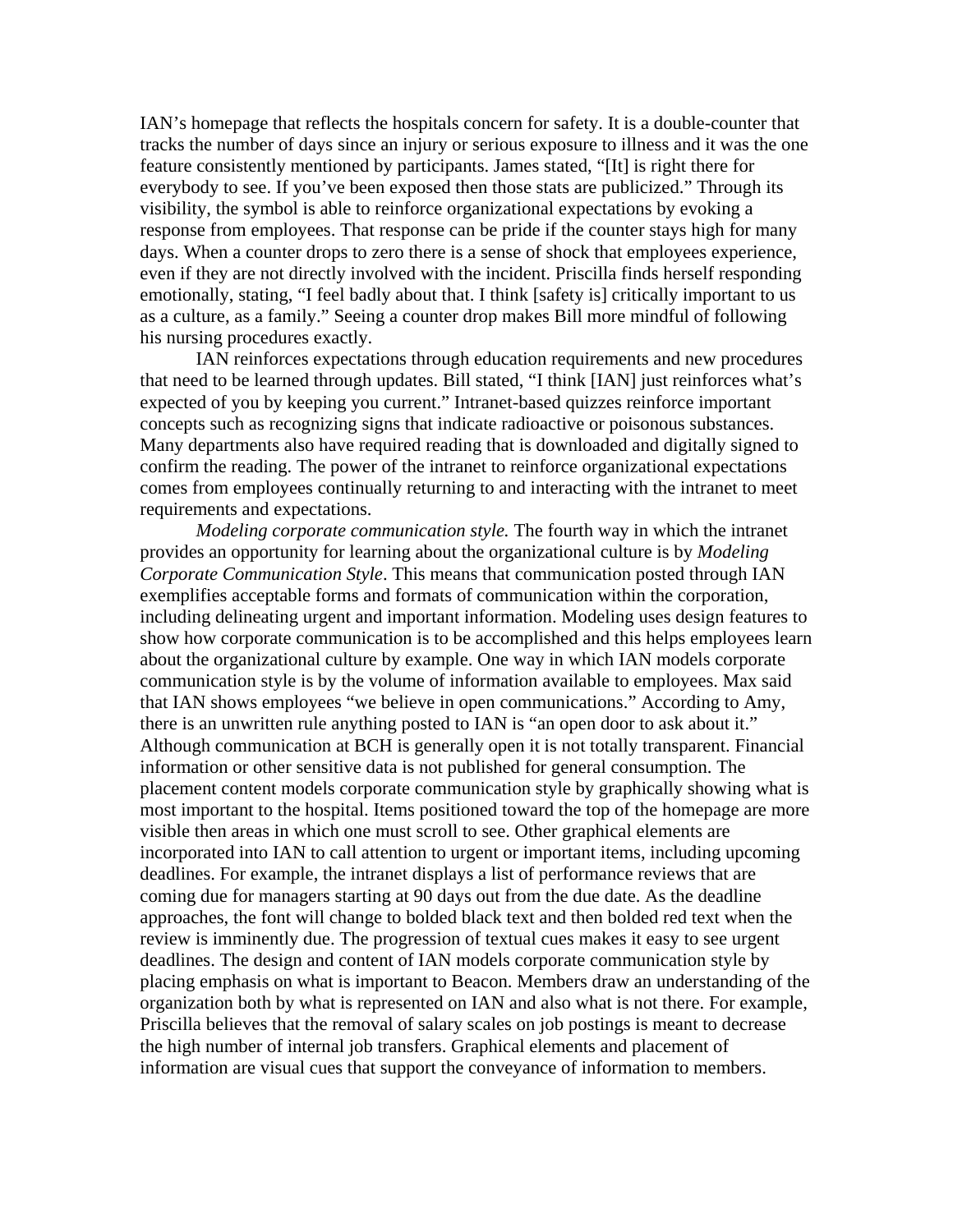IAN's homepage that reflects the hospitals concern for safety. It is a double-counter that tracks the number of days since an injury or serious exposure to illness and it was the one feature consistently mentioned by participants. James stated, "[It] is right there for everybody to see. If you've been exposed then those stats are publicized." Through its visibility, the symbol is able to reinforce organizational expectations by evoking a response from employees. That response can be pride if the counter stays high for many days. When a counter drops to zero there is a sense of shock that employees experience, even if they are not directly involved with the incident. Priscilla finds herself responding emotionally, stating, "I feel badly about that. I think [safety is] critically important to us as a culture, as a family." Seeing a counter drop makes Bill more mindful of following his nursing procedures exactly.

IAN reinforces expectations through education requirements and new procedures that need to be learned through updates. Bill stated, "I think [IAN] just reinforces what's expected of you by keeping you current." Intranet-based quizzes reinforce important concepts such as recognizing signs that indicate radioactive or poisonous substances. Many departments also have required reading that is downloaded and digitally signed to confirm the reading. The power of the intranet to reinforce organizational expectations comes from employees continually returning to and interacting with the intranet to meet requirements and expectations.

*Modeling corporate communication style.* The fourth way in which the intranet provides an opportunity for learning about the organizational culture is by *Modeling Corporate Communication Style*. This means that communication posted through IAN exemplifies acceptable forms and formats of communication within the corporation, including delineating urgent and important information. Modeling uses design features to show how corporate communication is to be accomplished and this helps employees learn about the organizational culture by example. One way in which IAN models corporate communication style is by the volume of information available to employees. Max said that IAN shows employees "we believe in open communications." According to Amy, there is an unwritten rule anything posted to IAN is "an open door to ask about it." Although communication at BCH is generally open it is not totally transparent. Financial information or other sensitive data is not published for general consumption. The placement content models corporate communication style by graphically showing what is most important to the hospital. Items positioned toward the top of the homepage are more visible then areas in which one must scroll to see. Other graphical elements are incorporated into IAN to call attention to urgent or important items, including upcoming deadlines. For example, the intranet displays a list of performance reviews that are coming due for managers starting at 90 days out from the due date. As the deadline approaches, the font will change to bolded black text and then bolded red text when the review is imminently due. The progression of textual cues makes it easy to see urgent deadlines. The design and content of IAN models corporate communication style by placing emphasis on what is important to Beacon. Members draw an understanding of the organization both by what is represented on IAN and also what is not there. For example, Priscilla believes that the removal of salary scales on job postings is meant to decrease the high number of internal job transfers. Graphical elements and placement of information are visual cues that support the conveyance of information to members.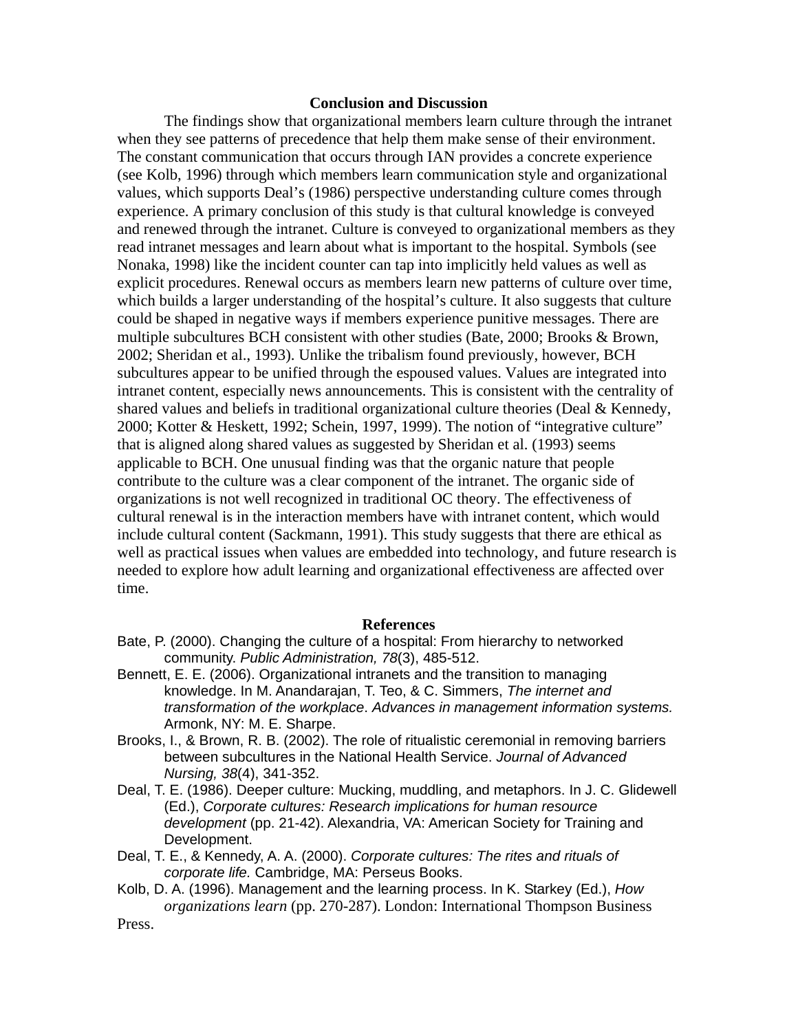## Conclusion and Discussion

The findings show that organizational members learn culture through the intranet when they see patterns of precedence that help them make sense of their environment. The constant communication that occurs through IAN provides a concrete experience (see Kolb, 1996) through which members learn communication style and organizational values, which supports Deal's (1986) perspective understanding culture comes through experience. A primary conclusion of this study is that cultural knowledge is conveyed and renewed through the intranet. Culture is conveyed to organizational members as they read intranet messages and learn about what is important to the hospital. Symbols (see Nonaka, 1998) like the incident counter can tap into implicitly held values as well as explicit procedures. Renewal occurs as members learn new patterns of culture over time, which builds a larger understanding of the hospital's culture. It also suggests that culture could be shaped in negative ways if members experience punitive messages. There are multiple subcultures BCH consistent with other studies (Bate, 2000; Brooks & Brown, 2002; Sheridan et al., 1993). Unlike the tribalism found previously, however, BCH subcultures appear to be unified through the espoused values. Values are integrated into intranet content, especially news announcements. This is consistent with the centrality of shared values and beliefs in traditional organizational culture theories (Deal & Kennedy, 2000; Kotter & Heskett, 1992; Schein, 1997, 1999). The notion of "integrative culture" that is aligned along shared values as suggested by Sheridan et al. (1993) seems applicable to BCH. One unusual finding was that the organic nature that people contribute to the culture was a clear component of the intranet. The organic side of organizations is not well recognized in traditional OC theory. The effectiveness of cultural renewal is in the interaction members have with intranet content, which would include cultural content (Sackmann, 1991). This study suggests that there are ethical as well as practical issues when values are embedded into technology, and future research is needed to explore how adult learning and organizational effectiveness are affected over time.

## References

Bate, P. (2000). Changing the culture of a hospital: From hierarchy to networked community. *Public Administration, 78*(3), 485-512.

Bennett, E. E. (2006). Organizational intranets and the transition to managing knowledge. In M. Anandarajan, T. Teo, & C. Simmers, *The internet and transformation of the workplace*. *Advances in management information systems.* Armonk, NY: M. E. Sharpe.

Brooks, I., & Brown, R. B. (2002). The role of ritualistic ceremonial in removing barriers between subcultures in the National Health Service. *Journal of Advanced Nursing, 38*(4), 341-352.

Deal, T. E. (1986). Deeper culture: Mucking, muddling, and metaphors. In J. C. Glidewell (Ed.), *Corporate cultures: Research implications for human resource development* (pp. 21-42). Alexandria, VA: American Society for Training and Development.

Deal, T. E., & Kennedy, A. A. (2000). *Corporate cultures: The rites and rituals of corporate life.* Cambridge, MA: Perseus Books.

Kolb, D. A. (1996). Management and the learning process. In K. Starkey (Ed.), *How organizations learn* (pp. 270-287). London: International Thompson Business Press.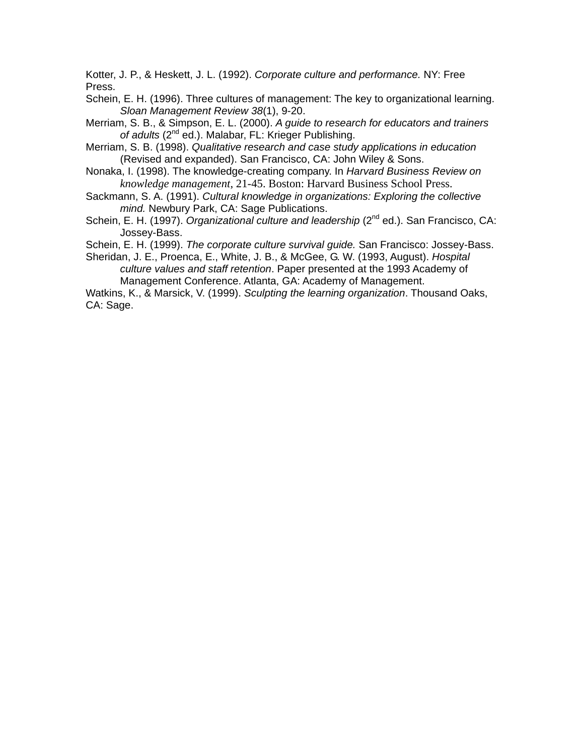Kotter, J. P., & Heskett, J. L. (1992). *Corporate culture and performance.* NY: Free Press.

Schein, E. H. (1996). Three cultures of management: The key to organizational learning. *Sloan Management Review 38*(1), 9-20.

Merriam, S. B., & Simpson, E. L. (2000). *A guide to research for educators and trainers of adults* (2nd ed.). Malabar, FL: Krieger Publishing.

Merriam, S. B. (1998). *Qualitative research and case study applications in education* (Revised and expanded). San Francisco, CA: John Wiley & Sons.

Nonaka, I. (1998). The knowledge-creating company. In *Harvard Business Review on knowledge management*, 21-45. Boston: Harvard Business School Press.

Sackmann, S. A. (1991). *Cultural knowledge in organizations: Exploring the collective mind.* Newbury Park, CA: Sage Publications.

Schein, E. H. (1997). *Organizational culture and leadership* (2nd ed.). San Francisco, CA: Jossey-Bass.

Schein, E. H. (1999). *The corporate culture survival guide.* San Francisco: Jossey-Bass.

Sheridan, J. E., Proenca, E., White, J. B., & McGee, G. W. (1993, August). *Hospital culture values and staff retention*. Paper presented at the 1993 Academy of Management Conference. Atlanta, GA: Academy of Management.

Watkins, K., & Marsick, V. (1999). *Sculpting the learning organization*. Thousand Oaks, CA: Sage.